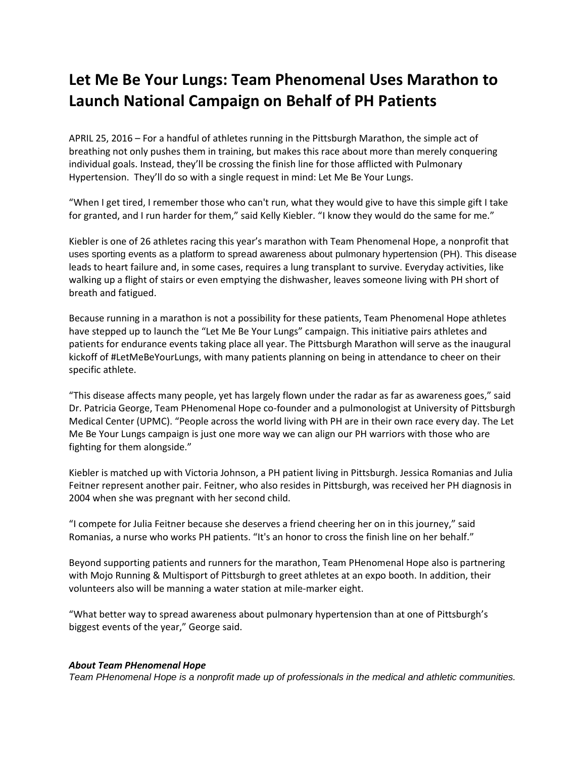# Let Me Be Your Lungs: Team Phenomenal Uses Marathon to Launch National Campaign on Behalf of PH Patients

APRIL 25, 2016 – For a handful of athletes running in the Pittsburgh Marathon, the simple act of breathing not only pushes them in training, but makes this race about more than merely conquering individual goals. Instead, they'll be crossing the finish line for those afflicted with Pulmonary Hypertension. They'll do so with a single request in mind: Let Me Be Your Lungs.

"When I get tired, I remember those who can't run, what they would give to have this simple gift I take for granted, and I run harder for them," said Kelly Kiebler. "I know they would do the same for me."

Kiebler is one of 26 athletes racing this year's marathon with Team Phenomenal Hope, a nonprofit that uses sporting events as a platform to spread awareness about pulmonary hypertension (PH). This disease leads to heart failure and, in some cases, requires a lung transplant to survive. Everyday activities, like walking up a flight of stairs or even emptying the dishwasher, leaves someone living with PH short of breath and fatigued.

Because running in a marathon is not a possibility for these patients, Team Phenomenal Hope athletes have stepped up to launch the "Let Me Be Your Lungs" campaign. This initiative pairs athletes and patients for endurance events taking place all year. The Pittsburgh Marathon will serve as the inaugural kickoff of #LetMeBeYourLungs, with many patients planning on being in attendance to cheer on their specific athlete.

"This disease affects many people, yet has largely flown under the radar as far as awareness goes," said Dr. Patricia George, Team PHenomenal Hope co-founder and a pulmonologist at University of Pittsburgh Medical Center (UPMC). "People across the world living with PH are in their own race every day. The Let Me Be Your Lungs campaign is just one more way we can align our PH warriors with those who are fighting for them alongside."

Kiebler is matched up with Victoria Johnson, a PH patient living in Pittsburgh. Jessica Romanias and Julia Feitner represent another pair. Feitner, who also resides in Pittsburgh, was received her PH diagnosis in 2004 when she was pregnant with her second child.

"I compete for Julia Feitner because she deserves a friend cheering her on in this journey," said Romanias, a nurse who works PH patients. "It's an honor to cross the finish line on her behalf."

Beyond supporting patients and runners for the marathon, Team PHenomenal Hope also is partnering with Mojo Running & Multisport of Pittsburgh to greet athletes at an expo booth. In addition, their volunteers also will be manning a water station at mile-marker eight.

"What better way to spread awareness about pulmonary hypertension than at one of Pittsburgh's biggest events of the year," George said.

***About Team PHenomenal Hope***

*Team PHenomenal Hope is a nonprofit made up of professionals in the medical and athletic communities.*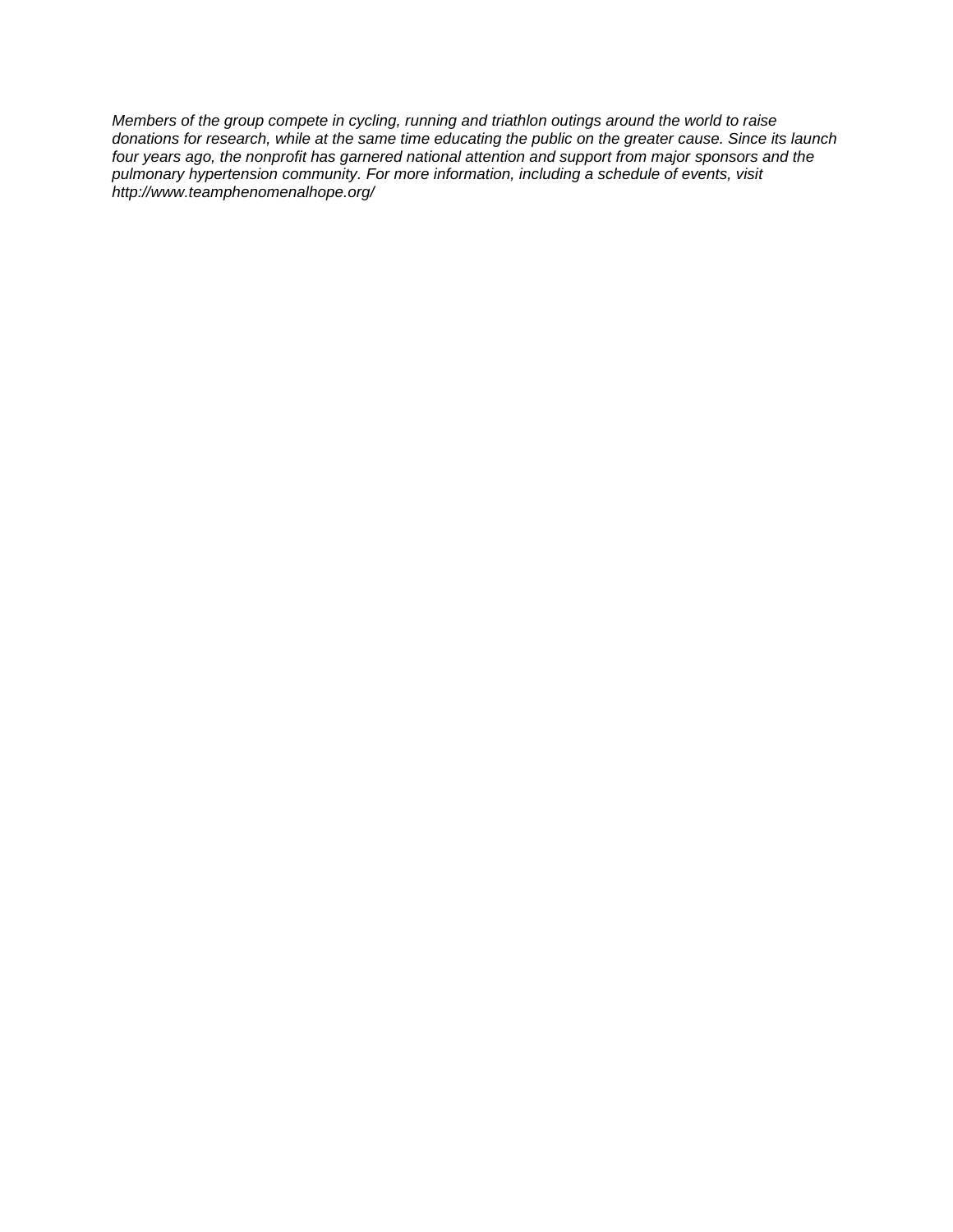*Members of the group compete in cycling, running and triathlon outings around the world to raise donations for research, while at the same time educating the public on the greater cause. Since its launch four years ago, the nonprofit has garnered national attention and support from major sponsors and the pulmonary hypertension community. For more information, including a schedule of events, visit http://www.teamphenomenalhope.org/*